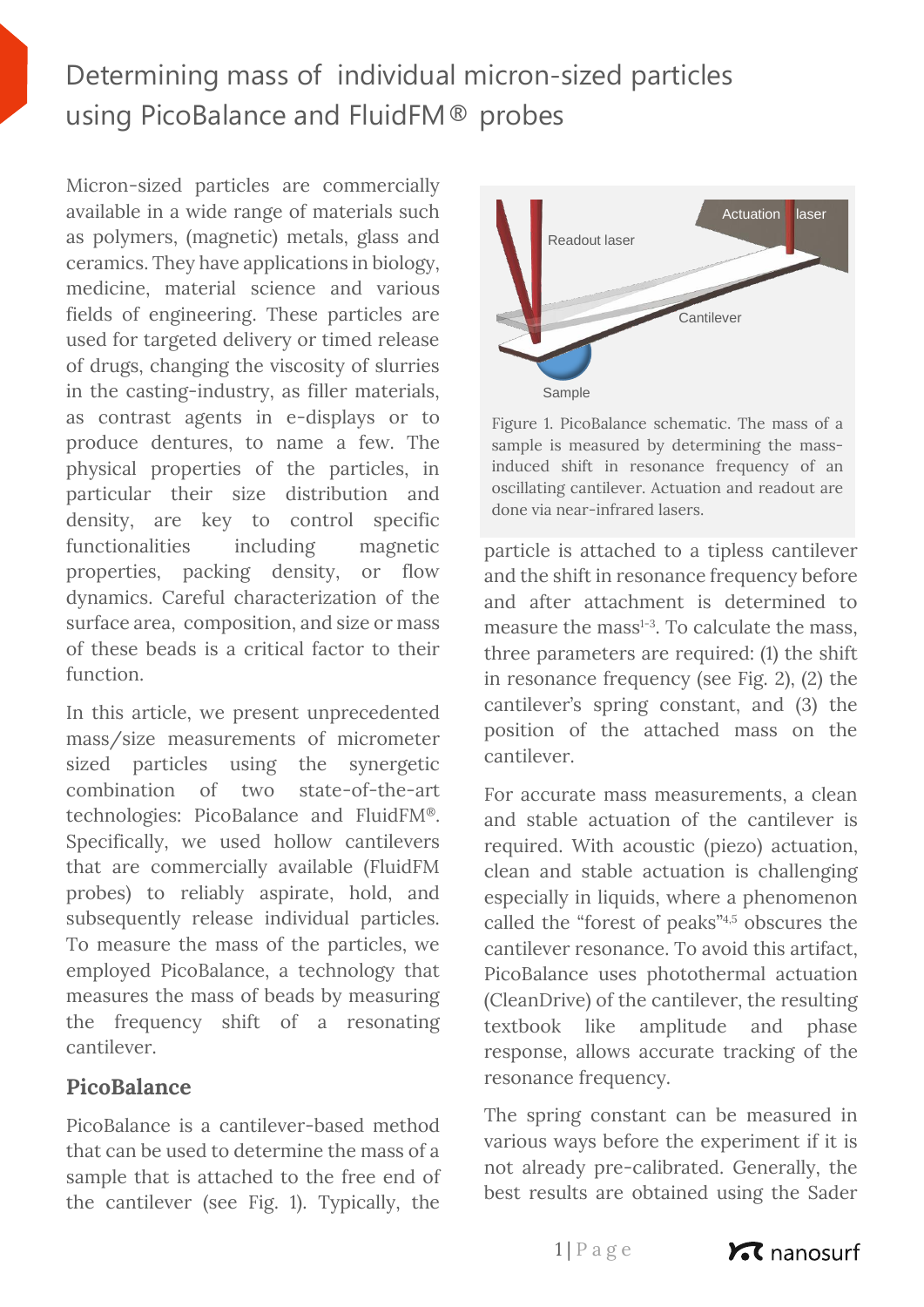# Determining mass of individual micron-sized particles using PicoBalance and FluidFM® probes

Micron-sized particles are commercially available in a wide range of materials such as polymers, (magnetic) metals, glass and ceramics. They have applications in biology, medicine, material science and various fields of engineering. These particles are used for targeted delivery or timed release of drugs, changing the viscosity of slurries in the casting-industry, as filler materials, as contrast agents in e-displays or to produce dentures, to name a few. The physical properties of the particles, in particular their size distribution and density, are key to control specific functionalities including magnetic properties, packing density, or flow dynamics. Careful characterization of the surface area, composition, and size or mass of these beads is a critical factor to their function.

In this article, we present unprecedented mass/size measurements of micrometer sized particles using the synergetic combination of two state-of-the-art technologies: PicoBalance and FluidFM®. Specifically, we used hollow cantilevers that are commercially available (FluidFM probes) to reliably aspirate, hold, and subsequently release individual particles. To measure the mass of the particles, we employed PicoBalance, a technology that measures the mass of beads by measuring the frequency shift of a resonating cantilever.

## PicoBalance

PicoBalance is a cantilever-based method that can be used to determine the mass of a sample that is attached to the free end of the cantilever (see Fig. 1). Typically, the particle is attached to a tipless cantilever and the shift in resonance frequency before and after attachment is determined to measure the mass[1-3]. To calculate the mass, three parameters are required: (1) the shift in resonance frequency (see Fig. 2), (2) the cantilever's spring constant, and (3) the position of the attached mass on the cantilever.

Figure 1. PicoBalance schematic. The mass of a sample is measured by determining the mass-induced shift in resonance frequency of an oscillating cantilever. Actuation and readout are done via near-infrared lasers.

For accurate mass measurements, a clean and stable actuation of the cantilever is required. With acoustic (piezo) actuation, clean and stable actuation is challenging especially in liquids, where a phenomenon called the "forest of peaks"[4,5] obscures the cantilever resonance. To avoid this artifact, PicoBalance uses photothermal actuation (CleanDrive) of the cantilever, the resulting textbook like amplitude and phase response, allows accurate tracking of the resonance frequency.

The spring constant can be measured in various ways before the experiment if it is not already pre-calibrated. Generally, the best results are obtained using the Sader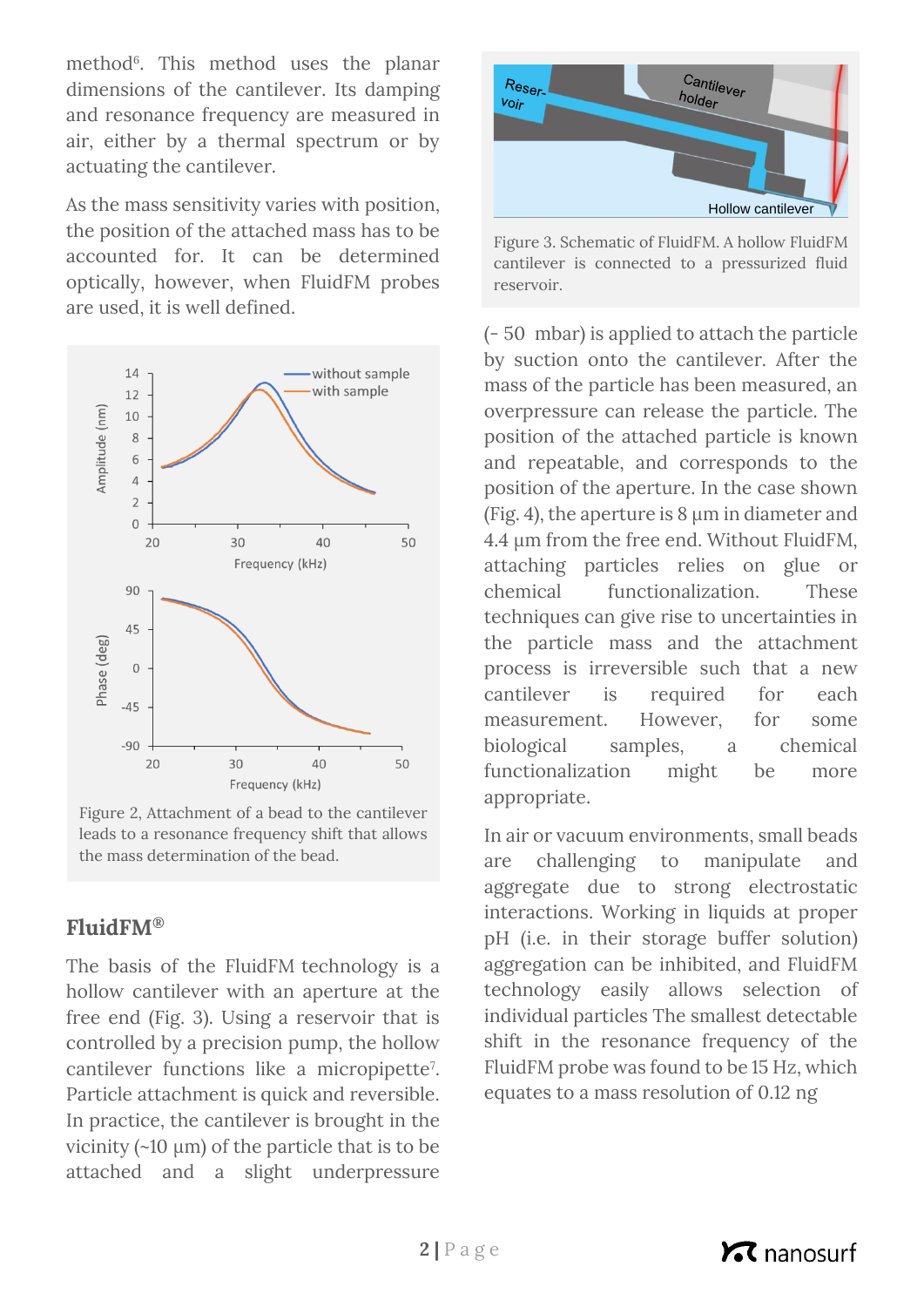method[6]. This method uses the planar dimensions of the cantilever. Its damping and resonance frequency are measured in air, either by a thermal spectrum or by actuating the cantilever.

As the mass sensitivity varies with position, the position of the attached mass has to be accounted for. It can be determined optically, however, when FluidFM probes are used, it is well defined.

Figure 2, Attachment of a bead to the cantilever leads to a resonance frequency shift that allows the mass determination of the bead.

## FluidFM®

The basis of the FluidFM technology is a hollow cantilever with an aperture at the free end (Fig. 3). Using a reservoir that is controlled by a precision pump, the hollow cantilever functions like a micropipette[7]. Particle attachment is quick and reversible. In practice, the cantilever is brought in the vicinity (~10 µm) of the particle that is to be attached and a slight underpressure

Figure 3. Schematic of FluidFM. A hollow FluidFM cantilever is connected to a pressurized fluid reservoir.

(- 50 mbar) is applied to attach the particle by suction onto the cantilever. After the mass of the particle has been measured, an overpressure can release the particle. The position of the attached particle is known and repeatable, and corresponds to the position of the aperture. In the case shown (Fig. 4), the aperture is 8 µm in diameter and 4.4 µm from the free end. Without FluidFM, attaching particles relies on glue or chemical functionalization. These techniques can give rise to uncertainties in the particle mass and the attachment process is irreversible such that a new cantilever is required for each measurement. However, for some biological samples, a chemical functionalization might be more appropriate.

In air or vacuum environments, small beads are challenging to manipulate and aggregate due to strong electrostatic interactions. Working in liquids at proper pH (i.e. in their storage buffer solution) aggregation can be inhibited, and FluidFM technology easily allows selection of individual particles The smallest detectable shift in the resonance frequency of the FluidFM probe was found to be 15 Hz, which equates to a mass resolution of 0.12 ng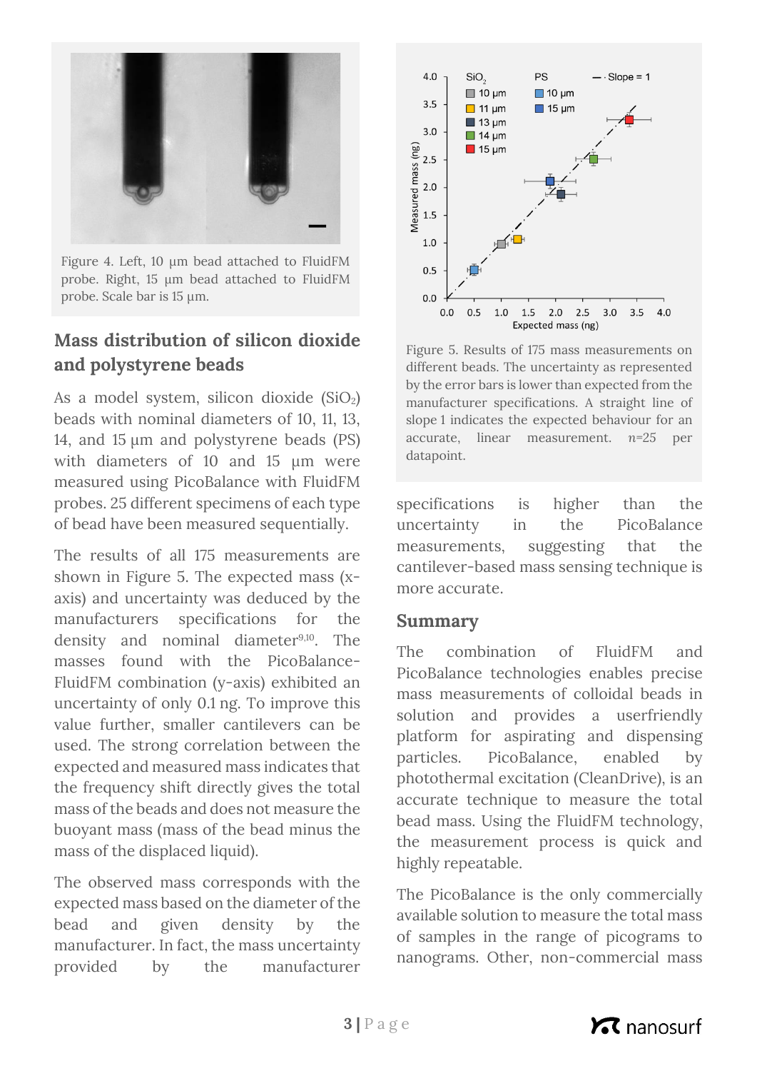Figure 4. Left, 10 µm bead attached to FluidFM probe. Right, 15 µm bead attached to FluidFM probe. Scale bar is 15 µm.

## Mass distribution of silicon dioxide and polystyrene beads

As a model system, silicon dioxide ($SiO_2$) beads with nominal diameters of 10, 11, 13, 14, and 15 µm and polystyrene beads (PS) with diameters of 10 and 15 µm were measured using PicoBalance with FluidFM probes. 25 different specimens of each type of bead have been measured sequentially.

The results of all 175 measurements are shown in Figure 5. The expected mass (x-axis) and uncertainty was deduced by the manufacturers specifications for the density and nominal diameter[9,10]. The masses found with the PicoBalance-FluidFM combination (y-axis) exhibited an uncertainty of only 0.1 ng. To improve this value further, smaller cantilevers can be used. The strong correlation between the expected and measured mass indicates that the frequency shift directly gives the total mass of the beads and does not measure the buoyant mass (mass of the bead minus the mass of the displaced liquid).

The observed mass corresponds with the expected mass based on the diameter of the bead and given density by the manufacturer. In fact, the mass uncertainty provided by the manufacturer specifications is higher than the uncertainty in the PicoBalance measurements, suggesting that the cantilever-based mass sensing technique is more accurate.

Figure 5. Results of 175 mass measurements on different beads. The uncertainty as represented by the error bars is lower than expected from the manufacturer specifications. A straight line of slope 1 indicates the expected behaviour for an accurate, linear measurement. *n*=25 per datapoint.

## Summary

The combination of FluidFM and PicoBalance technologies enables precise mass measurements of colloidal beads in solution and provides a userfriendly platform for aspirating and dispensing particles. PicoBalance, enabled by photothermal excitation (CleanDrive), is an accurate technique to measure the total bead mass. Using the FluidFM technology, the measurement process is quick and highly repeatable.

The PicoBalance is the only commercially available solution to measure the total mass of samples in the range of picograms to nanograms. Other, non-commercial mass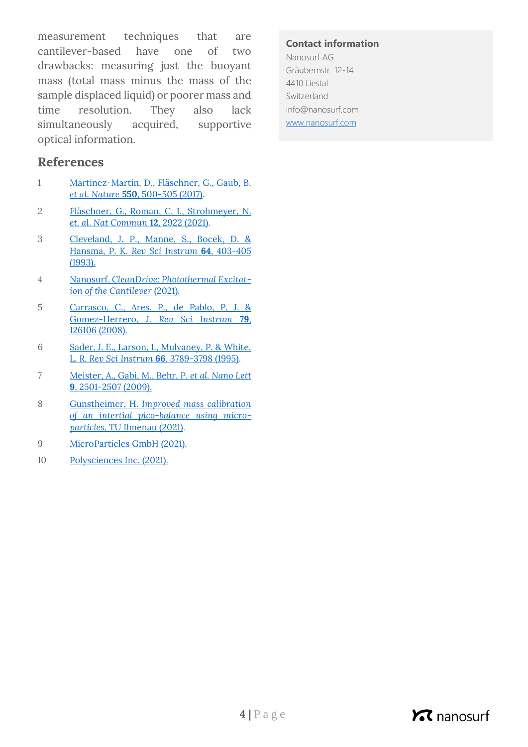measurement techniques that are cantilever-based have one of two drawbacks: measuring just the buoyant mass (total mass minus the mass of the sample displaced liquid) or poorer mass and time resolution. They also lack simultaneously acquired, supportive optical information.

## References

1. Martinez-Martin, D., Fläschner, G., Gaub, B. *et al. Nature* **550**, 500-505 (2017).
2. Fläschner, G., Roman, C. I., Strohmeyer, N. *et. al. Nat Commun* **12**, 2922 (2021).
3. Cleveland, J. P., Manne, S., Bocek, D. & Hansma, P. K. *Rev Sci Instrum* **64**, 403-405 (1993).
4. Nanosurf. *CleanDrive: Photothermal Excitation of the Cantilever* (2021).
5. Carrasco, C., Ares, P., de Pablo, P. J. & Gomez-Herrero, J. *Rev Sci Instrum* **79**, 126106 (2008).
6. Sader, J. E., Larson, I., Mulvaney, P. & White, L. R. *Rev Sci Instrum* **66**, 3789-3798 (1995).
7. Meister, A., Gabi, M., Behr, P. *et al. Nano Lett* **9**, 2501-2507 (2009).
8. Gunstheimer, H. *Improved mass calibration of an intertial pico-balance using micro-particles*, TU Ilmenau (2021).
9. MicroParticles GmbH (2021).
10. Polysciences Inc. (2021).

**Contact information**

Nanosurf AG
Gräubernstr. 12-14
4410 Liestal
Switzerland
info@nanosurf.com
www.nanosurf.com